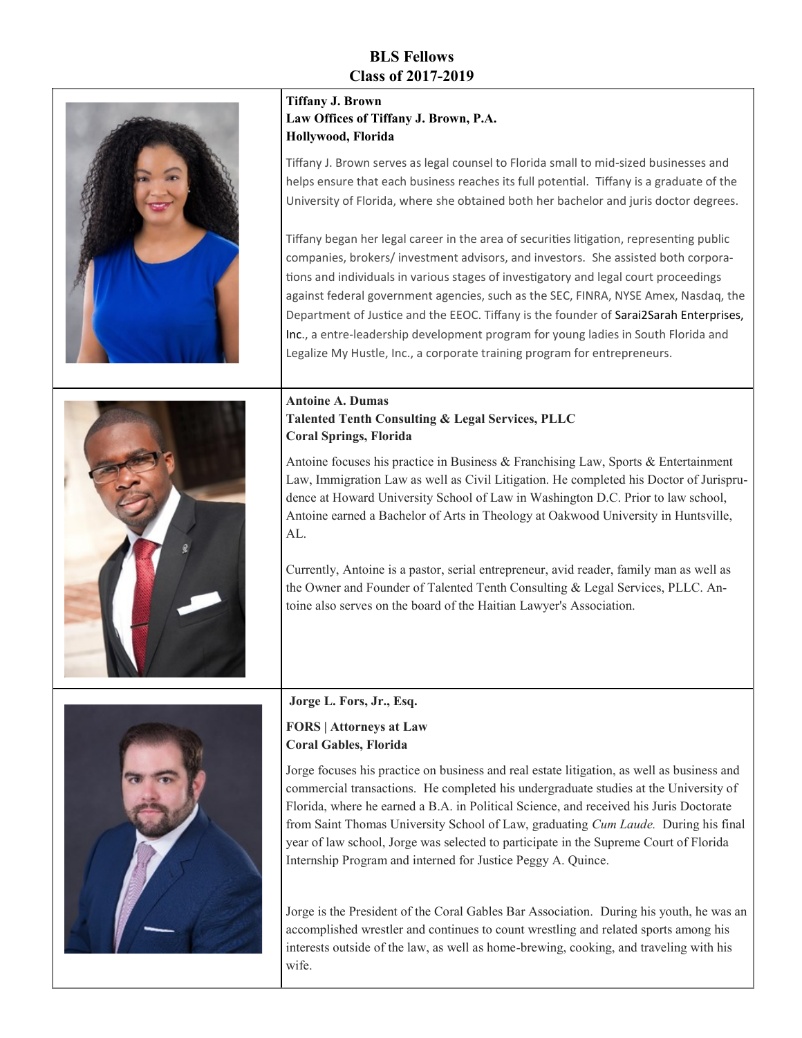# BLS Fellows
## Class of 2017-2019

**Tiffany J. Brown**
**Law Offices of Tiffany J. Brown, P.A.**
**Hollywood, Florida**

Tiffany J. Brown serves as legal counsel to Florida small to mid-sized businesses and helps ensure that each business reaches its full potential. Tiffany is a graduate of the University of Florida, where she obtained both her bachelor and juris doctor degrees.

Tiffany began her legal career in the area of securities litigation, representing public companies, brokers/ investment advisors, and investors. She assisted both corporations and individuals in various stages of investigatory and legal court proceedings against federal government agencies, such as the SEC, FINRA, NYSE Amex, Nasdaq, the Department of Justice and the EEOC. Tiffany is the founder of Sarai2Sarah Enterprises, Inc., a entre-leadership development program for young ladies in South Florida and Legalize My Hustle, Inc., a corporate training program for entrepreneurs.

---

**Antoine A. Dumas**
**Talented Tenth Consulting & Legal Services, PLLC**
**Coral Springs, Florida**

Antoine focuses his practice in Business & Franchising Law, Sports & Entertainment Law, Immigration Law as well as Civil Litigation. He completed his Doctor of Jurisprudence at Howard University School of Law in Washington D.C. Prior to law school, Antoine earned a Bachelor of Arts in Theology at Oakwood University in Huntsville, AL.

Currently, Antoine is a pastor, serial entrepreneur, avid reader, family man as well as the Owner and Founder of Talented Tenth Consulting & Legal Services, PLLC. Antoine also serves on the board of the Haitian Lawyer's Association.

---

**Jorge L. Fors, Jr., Esq.**

**FORS | Attorneys at Law**
**Coral Gables, Florida**

Jorge focuses his practice on business and real estate litigation, as well as business and commercial transactions. He completed his undergraduate studies at the University of Florida, where he earned a B.A. in Political Science, and received his Juris Doctorate from Saint Thomas University School of Law, graduating *Cum Laude.* During his final year of law school, Jorge was selected to participate in the Supreme Court of Florida Internship Program and interned for Justice Peggy A. Quince.

Jorge is the President of the Coral Gables Bar Association. During his youth, he was an accomplished wrestler and continues to count wrestling and related sports among his interests outside of the law, as well as home-brewing, cooking, and traveling with his wife.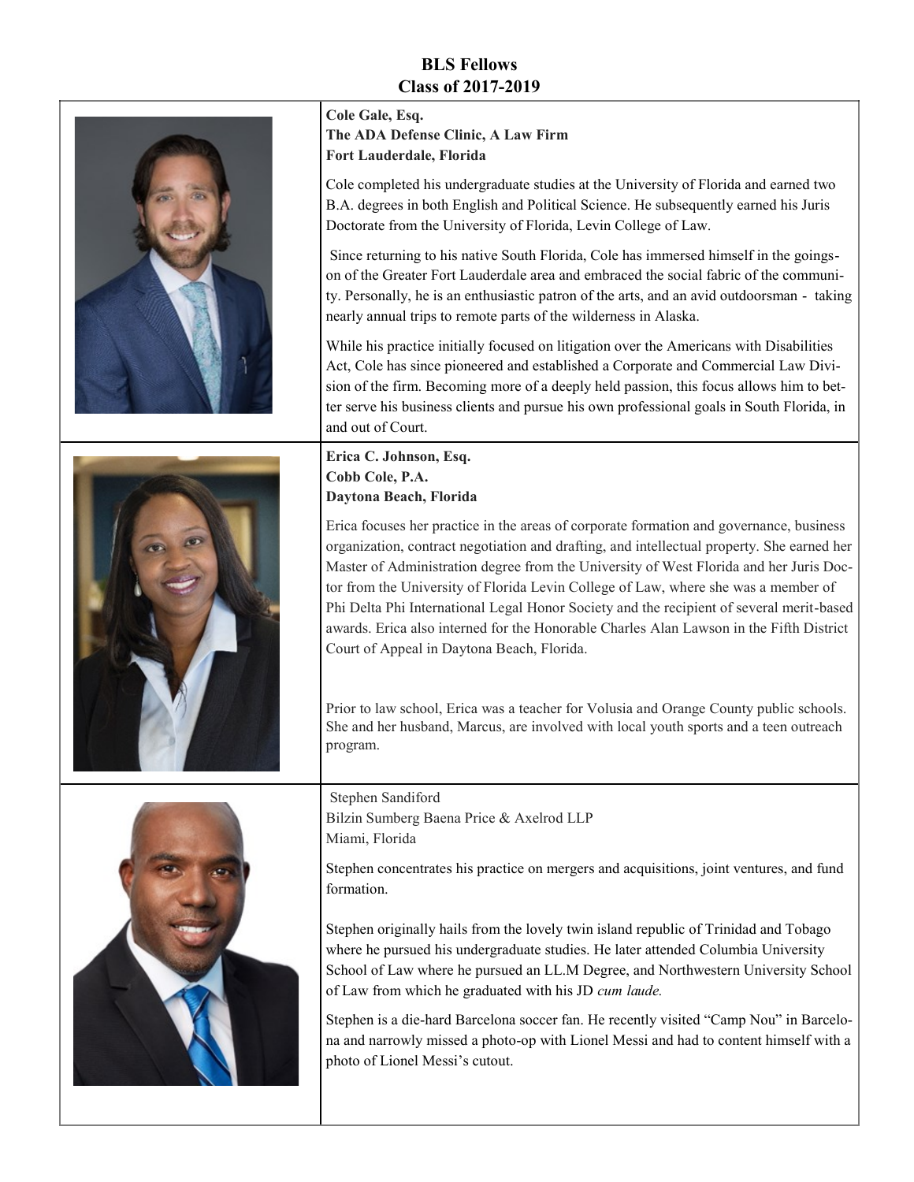# BLS Fellows
# Class of 2017-2019

**Cole Gale, Esq.**
**The ADA Defense Clinic, A Law Firm**
**Fort Lauderdale, Florida**

Cole completed his undergraduate studies at the University of Florida and earned two B.A. degrees in both English and Political Science. He subsequently earned his Juris Doctorate from the University of Florida, Levin College of Law.

Since returning to his native South Florida, Cole has immersed himself in the goings-on of the Greater Fort Lauderdale area and embraced the social fabric of the community. Personally, he is an enthusiastic patron of the arts, and an avid outdoorsman - taking nearly annual trips to remote parts of the wilderness in Alaska.

While his practice initially focused on litigation over the Americans with Disabilities Act, Cole has since pioneered and established a Corporate and Commercial Law Division of the firm. Becoming more of a deeply held passion, this focus allows him to better serve his business clients and pursue his own professional goals in South Florida, in and out of Court.

**Erica C. Johnson, Esq.**
**Cobb Cole, P.A.**
**Daytona Beach, Florida**

Erica focuses her practice in the areas of corporate formation and governance, business organization, contract negotiation and drafting, and intellectual property. She earned her Master of Administration degree from the University of West Florida and her Juris Doctor from the University of Florida Levin College of Law, where she was a member of Phi Delta Phi International Legal Honor Society and the recipient of several merit-based awards. Erica also interned for the Honorable Charles Alan Lawson in the Fifth District Court of Appeal in Daytona Beach, Florida.

Prior to law school, Erica was a teacher for Volusia and Orange County public schools. She and her husband, Marcus, are involved with local youth sports and a teen outreach program.

Stephen Sandiford
Bilzin Sumberg Baena Price & Axelrod LLP
Miami, Florida

Stephen concentrates his practice on mergers and acquisitions, joint ventures, and fund formation.

Stephen originally hails from the lovely twin island republic of Trinidad and Tobago where he pursued his undergraduate studies. He later attended Columbia University School of Law where he pursued an LL.M Degree, and Northwestern University School of Law from which he graduated with his JD *cum laude.*

Stephen is a die-hard Barcelona soccer fan. He recently visited "Camp Nou" in Barcelona and narrowly missed a photo-op with Lionel Messi and had to content himself with a photo of Lionel Messi's cutout.